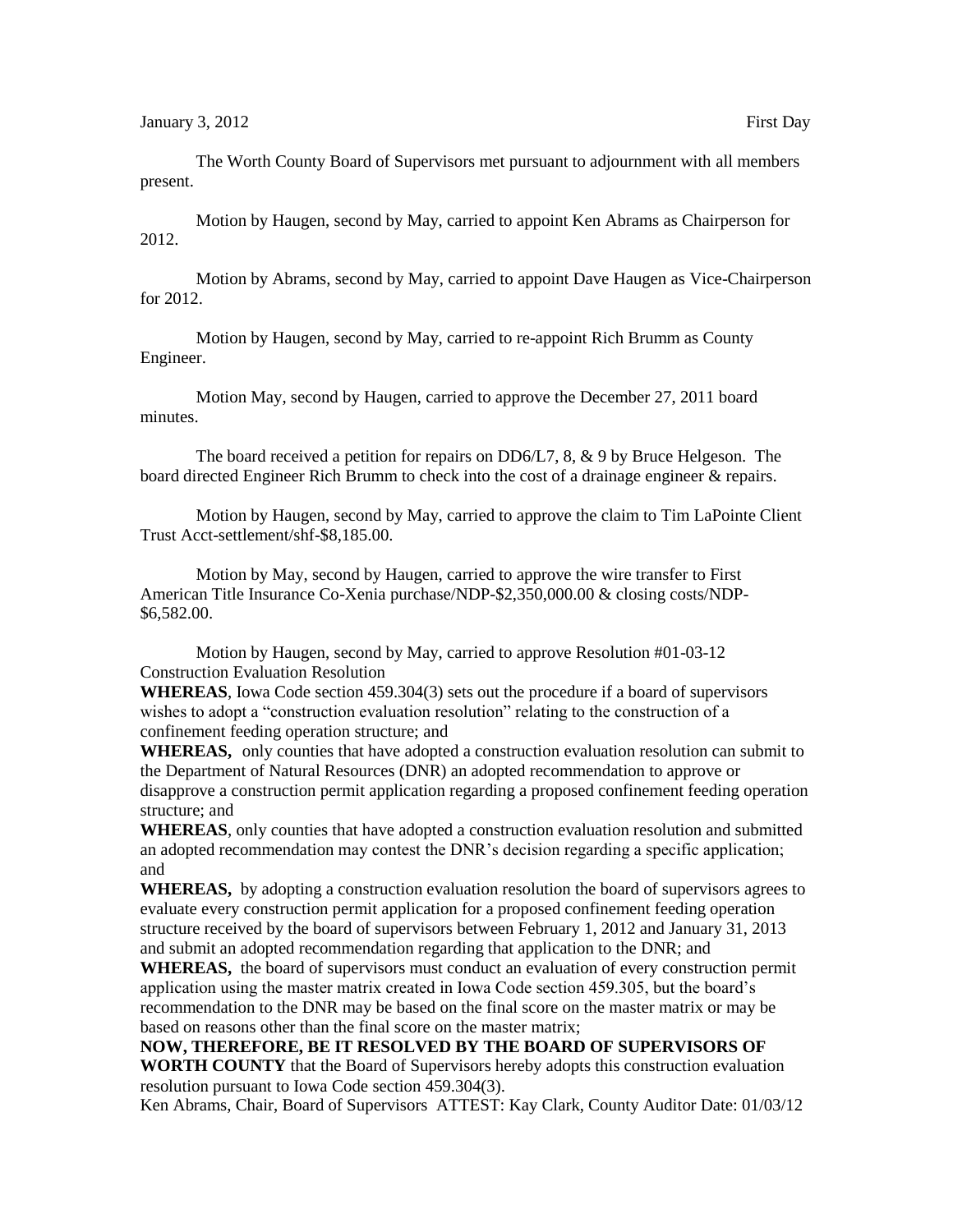January 3, 2012 First Day

The Worth County Board of Supervisors met pursuant to adjournment with all members present.

Motion by Haugen, second by May, carried to appoint Ken Abrams as Chairperson for 2012.

Motion by Abrams, second by May, carried to appoint Dave Haugen as Vice-Chairperson for 2012.

Motion by Haugen, second by May, carried to re-appoint Rich Brumm as County Engineer.

Motion May, second by Haugen, carried to approve the December 27, 2011 board minutes.

The board received a petition for repairs on DD6/L7, 8, & 9 by Bruce Helgeson. The board directed Engineer Rich Brumm to check into the cost of a drainage engineer & repairs.

Motion by Haugen, second by May, carried to approve the claim to Tim LaPointe Client Trust Acct-settlement/shf-$8,185.00.

Motion by May, second by Haugen, carried to approve the wire transfer to First American Title Insurance Co-Xenia purchase/NDP-$2,350,000.00 & closing costs/NDP-$6,582.00.

Motion by Haugen, second by May, carried to approve Resolution #01-03-12 Construction Evaluation Resolution

**WHEREAS**, Iowa Code section 459.304(3) sets out the procedure if a board of supervisors wishes to adopt a "construction evaluation resolution" relating to the construction of a confinement feeding operation structure; and

**WHEREAS,** only counties that have adopted a construction evaluation resolution can submit to the Department of Natural Resources (DNR) an adopted recommendation to approve or disapprove a construction permit application regarding a proposed confinement feeding operation structure; and

**WHEREAS**, only counties that have adopted a construction evaluation resolution and submitted an adopted recommendation may contest the DNR's decision regarding a specific application; and

**WHEREAS,** by adopting a construction evaluation resolution the board of supervisors agrees to evaluate every construction permit application for a proposed confinement feeding operation structure received by the board of supervisors between February 1, 2012 and January 31, 2013 and submit an adopted recommendation regarding that application to the DNR; and

**WHEREAS,** the board of supervisors must conduct an evaluation of every construction permit application using the master matrix created in Iowa Code section 459.305, but the board's recommendation to the DNR may be based on the final score on the master matrix or may be based on reasons other than the final score on the master matrix;

**NOW, THEREFORE, BE IT RESOLVED BY THE BOARD OF SUPERVISORS OF WORTH COUNTY** that the Board of Supervisors hereby adopts this construction evaluation resolution pursuant to Iowa Code section 459.304(3).

Ken Abrams, Chair, Board of Supervisors ATTEST: Kay Clark, County Auditor Date: 01/03/12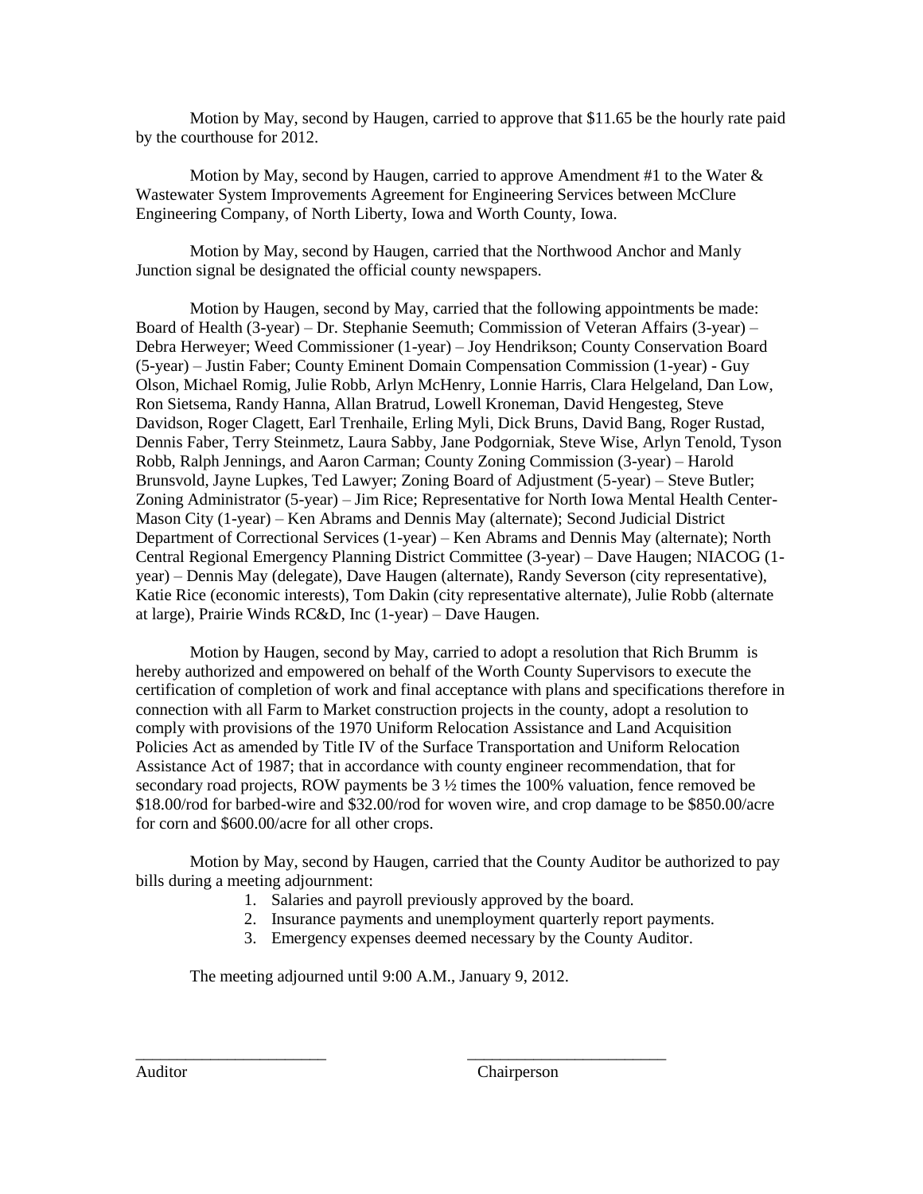Motion by May, second by Haugen, carried to approve that $11.65 be the hourly rate paid by the courthouse for 2012.

Motion by May, second by Haugen, carried to approve Amendment #1 to the Water & Wastewater System Improvements Agreement for Engineering Services between McClure Engineering Company, of North Liberty, Iowa and Worth County, Iowa.

Motion by May, second by Haugen, carried that the Northwood Anchor and Manly Junction signal be designated the official county newspapers.

Motion by Haugen, second by May, carried that the following appointments be made: Board of Health (3-year) – Dr. Stephanie Seemuth; Commission of Veteran Affairs (3-year) – Debra Herweyer; Weed Commissioner (1-year) – Joy Hendrikson; County Conservation Board (5-year) – Justin Faber; County Eminent Domain Compensation Commission (1-year) - Guy Olson, Michael Romig, Julie Robb, Arlyn McHenry, Lonnie Harris, Clara Helgeland, Dan Low, Ron Sietsema, Randy Hanna, Allan Bratrud, Lowell Kroneman, David Hengesteg, Steve Davidson, Roger Clagett, Earl Trenhaile, Erling Myli, Dick Bruns, David Bang, Roger Rustad, Dennis Faber, Terry Steinmetz, Laura Sabby, Jane Podgorniak, Steve Wise, Arlyn Tenold, Tyson Robb, Ralph Jennings, and Aaron Carman; County Zoning Commission (3-year) – Harold Brunsvold, Jayne Lupkes, Ted Lawyer; Zoning Board of Adjustment (5-year) – Steve Butler; Zoning Administrator (5-year) – Jim Rice; Representative for North Iowa Mental Health Center-Mason City (1-year) – Ken Abrams and Dennis May (alternate); Second Judicial District Department of Correctional Services (1-year) – Ken Abrams and Dennis May (alternate); North Central Regional Emergency Planning District Committee (3-year) – Dave Haugen; NIACOG (1-year) – Dennis May (delegate), Dave Haugen (alternate), Randy Severson (city representative), Katie Rice (economic interests), Tom Dakin (city representative alternate), Julie Robb (alternate at large), Prairie Winds RC&D, Inc (1-year) – Dave Haugen.

Motion by Haugen, second by May, carried to adopt a resolution that Rich Brumm is hereby authorized and empowered on behalf of the Worth County Supervisors to execute the certification of completion of work and final acceptance with plans and specifications therefore in connection with all Farm to Market construction projects in the county, adopt a resolution to comply with provisions of the 1970 Uniform Relocation Assistance and Land Acquisition Policies Act as amended by Title IV of the Surface Transportation and Uniform Relocation Assistance Act of 1987; that in accordance with county engineer recommendation, that for secondary road projects, ROW payments be 3 ½ times the 100% valuation, fence removed be $18.00/rod for barbed-wire and $32.00/rod for woven wire, and crop damage to be $850.00/acre for corn and $600.00/acre for all other crops.

Motion by May, second by Haugen, carried that the County Auditor be authorized to pay bills during a meeting adjournment:

1. Salaries and payroll previously approved by the board.
2. Insurance payments and unemployment quarterly report payments.
3. Emergency expenses deemed necessary by the County Auditor.

The meeting adjourned until 9:00 A.M., January 9, 2012.

_______________________ _______________________

Auditor Chairperson